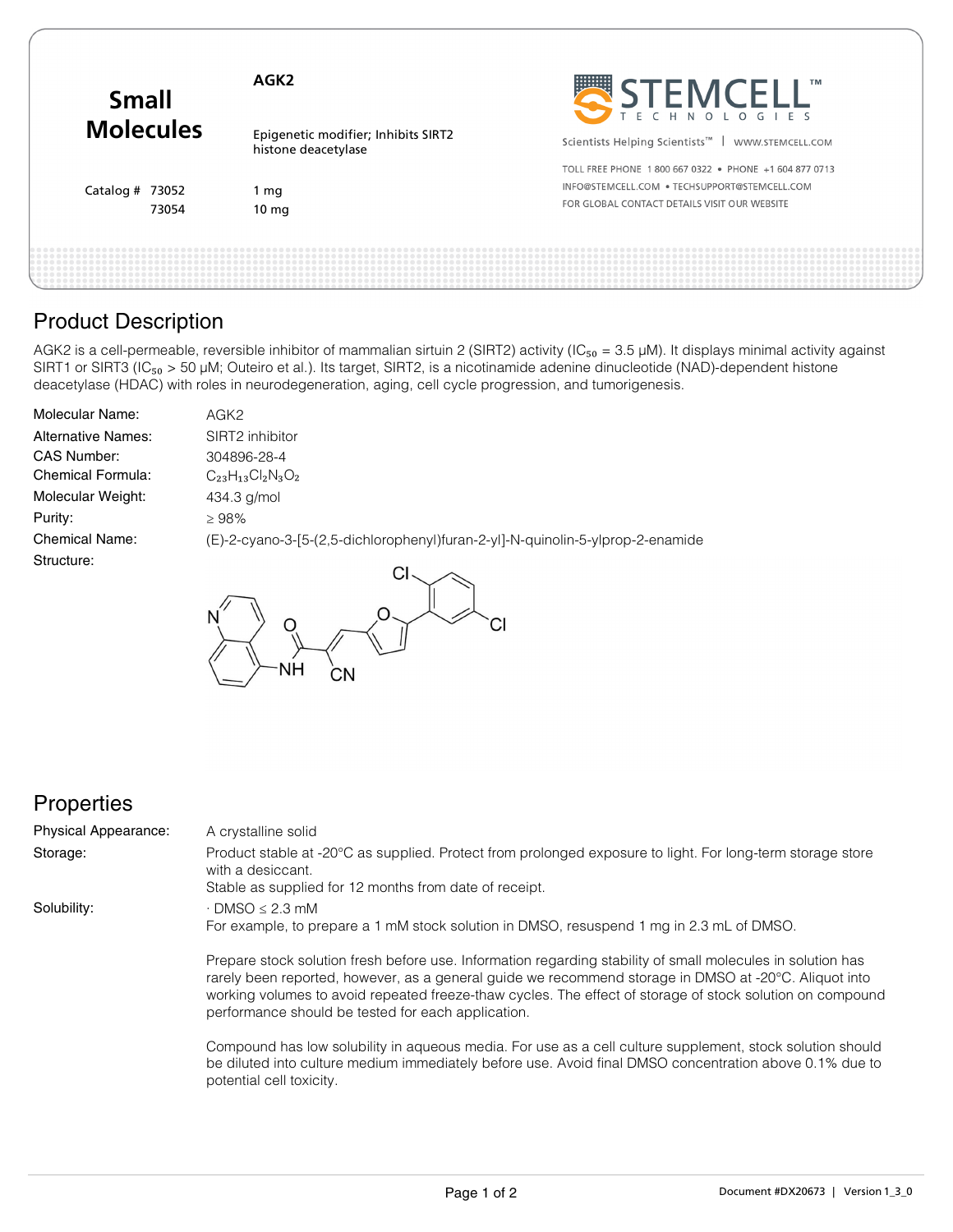**Small Molecules**

**AGK2**

Epigenetic modifier; Inhibits SIRT2 histone deacetylase

| Catalog # | |
|---|---|
| 73052 | 1 mg |
| 73054 | 10 mg |

STEMCELL TECHNOLOGIES

Scientists Helping Scientists™ | WWW.STEMCELL.COM

TOLL FREE PHONE 1 800 667 0322 • PHONE +1 604 877 0713
INFO@STEMCELL.COM • TECHSUPPORT@STEMCELL.COM
FOR GLOBAL CONTACT DETAILS VISIT OUR WEBSITE

## Product Description

AGK2 is a cell-permeable, reversible inhibitor of mammalian sirtuin 2 (SIRT2) activity ($IC_{50}$ = 3.5 µM). It displays minimal activity against SIRT1 or SIRT3 ($IC_{50}$ > 50 µM; Outeiro et al.). Its target, SIRT2, is a nicotinamide adenine dinucleotide (NAD)-dependent histone deacetylase (HDAC) with roles in neurodegeneration, aging, cell cycle progression, and tumorigenesis.

| | |
|---|---|
| Molecular Name: | AGK2 |
| Alternative Names: | SIRT2 inhibitor |
| CAS Number: | 304896-28-4 |
| Chemical Formula: | $C_{23}H_{13}Cl_2N_3O_2$ |
| Molecular Weight: | 434.3 g/mol |
| Purity: | ≥ 98% |
| Chemical Name: | (E)-2-cyano-3-[5-(2,5-dichlorophenyl)furan-2-yl]-N-quinolin-5-ylprop-2-enamide |
| Structure: | |

## Properties

**Physical Appearance:** A crystalline solid

**Storage:** Product stable at -20°C as supplied. Protect from prolonged exposure to light. For long-term storage store with a desiccant.
Stable as supplied for 12 months from date of receipt.

**Solubility:**
· DMSO ≤ 2.3 mM
For example, to prepare a 1 mM stock solution in DMSO, resuspend 1 mg in 2.3 mL of DMSO.

Prepare stock solution fresh before use. Information regarding stability of small molecules in solution has rarely been reported, however, as a general guide we recommend storage in DMSO at -20°C. Aliquot into working volumes to avoid repeated freeze-thaw cycles. The effect of storage of stock solution on compound performance should be tested for each application.

Compound has low solubility in aqueous media. For use as a cell culture supplement, stock solution should be diluted into culture medium immediately before use. Avoid final DMSO concentration above 0.1% due to potential cell toxicity.

Document #DX20673 | Version 1_3_0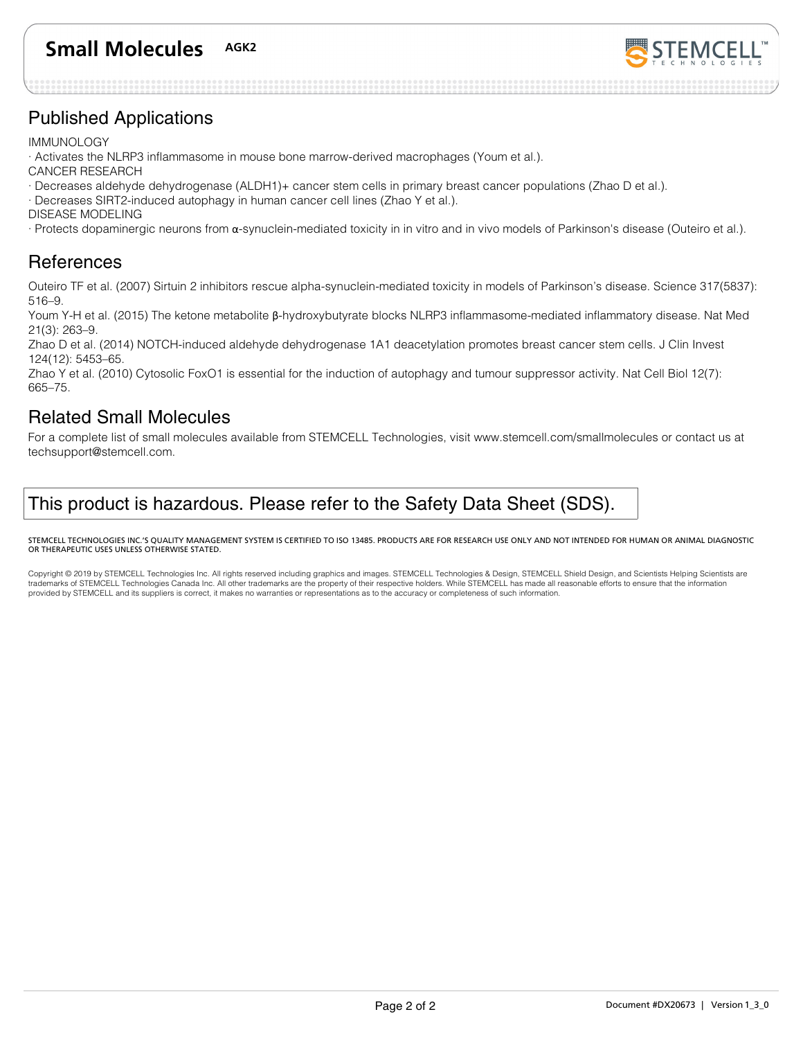## Published Applications

IMMUNOLOGY

· Activates the NLRP3 inflammasome in mouse bone marrow-derived macrophages (Youm et al.).

CANCER RESEARCH

· Decreases aldehyde dehydrogenase (ALDH1)+ cancer stem cells in primary breast cancer populations (Zhao D et al.).

· Decreases SIRT2-induced autophagy in human cancer cell lines (Zhao Y et al.).

DISEASE MODELING

· Protects dopaminergic neurons from α-synuclein-mediated toxicity in in vitro and in vivo models of Parkinson's disease (Outeiro et al.).

## References

Outeiro TF et al. (2007) Sirtuin 2 inhibitors rescue alpha-synuclein-mediated toxicity in models of Parkinson's disease. Science 317(5837): 516–9.

Youm Y-H et al. (2015) The ketone metabolite β-hydroxybutyrate blocks NLRP3 inflammasome-mediated inflammatory disease. Nat Med 21(3): 263–9.

Zhao D et al. (2014) NOTCH-induced aldehyde dehydrogenase 1A1 deacetylation promotes breast cancer stem cells. J Clin Invest 124(12): 5453–65.

Zhao Y et al. (2010) Cytosolic FoxO1 is essential for the induction of autophagy and tumour suppressor activity. Nat Cell Biol 12(7): 665–75.

## Related Small Molecules

For a complete list of small molecules available from STEMCELL Technologies, visit www.stemcell.com/smallmolecules or contact us at techsupport@stemcell.com.

This product is hazardous. Please refer to the Safety Data Sheet (SDS).

STEMCELL TECHNOLOGIES INC.'S QUALITY MANAGEMENT SYSTEM IS CERTIFIED TO ISO 13485. PRODUCTS ARE FOR RESEARCH USE ONLY AND NOT INTENDED FOR HUMAN OR ANIMAL DIAGNOSTIC OR THERAPEUTIC USES UNLESS OTHERWISE STATED.

Copyright © 2019 by STEMCELL Technologies Inc. All rights reserved including graphics and images. STEMCELL Technologies & Design, STEMCELL Shield Design, and Scientists Helping Scientists are trademarks of STEMCELL Technologies Canada Inc. All other trademarks are the property of their respective holders. While STEMCELL has made all reasonable efforts to ensure that the information provided by STEMCELL and its suppliers is correct, it makes no warranties or representations as to the accuracy or completeness of such information.